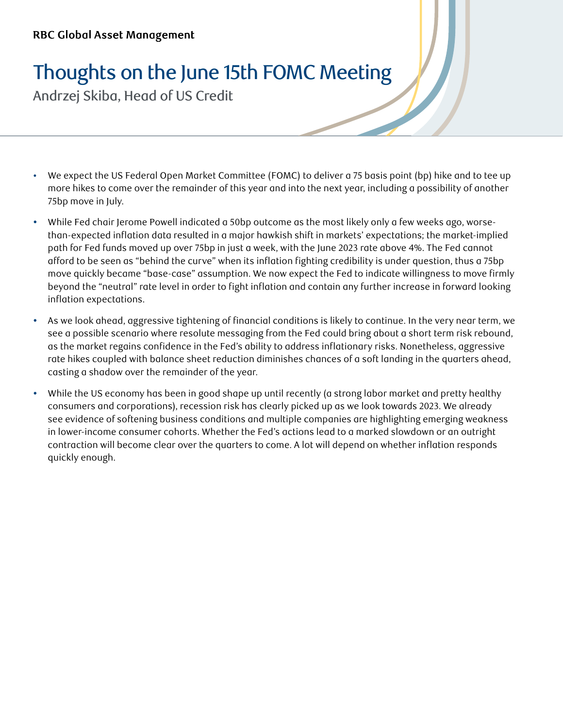RBC Global Asset Management

# Thoughts on the June 15th FOMC Meeting

Andrzej Skiba, Head of US Credit

- We expect the US Federal Open Market Committee (FOMC) to deliver a 75 basis point (bp) hike and to tee up more hikes to come over the remainder of this year and into the next year, including a possibility of another 75bp move in July.
- While Fed chair Jerome Powell indicated a 50bp outcome as the most likely only a few weeks ago, worse-than-expected inflation data resulted in a major hawkish shift in markets' expectations; the market-implied path for Fed funds moved up over 75bp in just a week, with the June 2023 rate above 4%. The Fed cannot afford to be seen as "behind the curve" when its inflation fighting credibility is under question, thus a 75bp move quickly became "base-case" assumption. We now expect the Fed to indicate willingness to move firmly beyond the "neutral" rate level in order to fight inflation and contain any further increase in forward looking inflation expectations.
- As we look ahead, aggressive tightening of financial conditions is likely to continue. In the very near term, we see a possible scenario where resolute messaging from the Fed could bring about a short term risk rebound, as the market regains confidence in the Fed's ability to address inflationary risks. Nonetheless, aggressive rate hikes coupled with balance sheet reduction diminishes chances of a soft landing in the quarters ahead, casting a shadow over the remainder of the year.
- While the US economy has been in good shape up until recently (a strong labor market and pretty healthy consumers and corporations), recession risk has clearly picked up as we look towards 2023. We already see evidence of softening business conditions and multiple companies are highlighting emerging weakness in lower-income consumer cohorts. Whether the Fed's actions lead to a marked slowdown or an outright contraction will become clear over the quarters to come. A lot will depend on whether inflation responds quickly enough.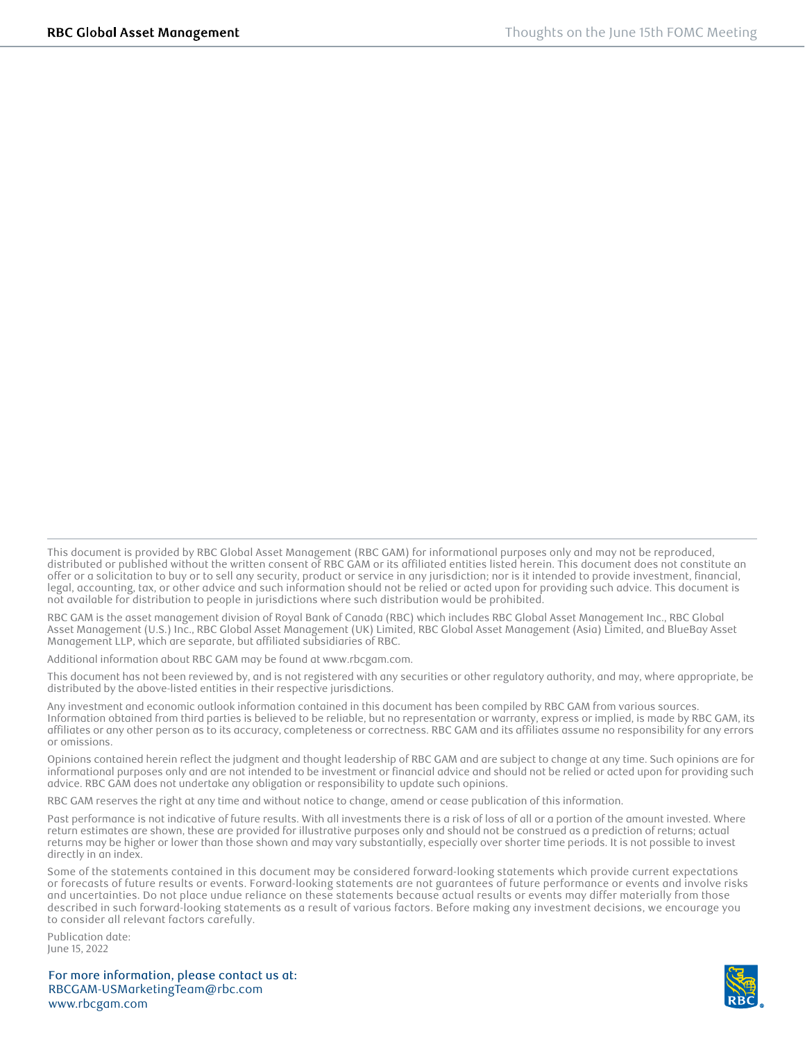This document is provided by RBC Global Asset Management (RBC GAM) for informational purposes only and may not be reproduced, distributed or published without the written consent of RBC GAM or its affiliated entities listed herein. This document does not constitute an offer or a solicitation to buy or to sell any security, product or service in any jurisdiction; nor is it intended to provide investment, financial, legal, accounting, tax, or other advice and such information should not be relied or acted upon for providing such advice. This document is not available for distribution to people in jurisdictions where such distribution would be prohibited.

RBC GAM is the asset management division of Royal Bank of Canada (RBC) which includes RBC Global Asset Management Inc., RBC Global Asset Management (U.S.) Inc., RBC Global Asset Management (UK) Limited, RBC Global Asset Management (Asia) Limited, and BlueBay Asset Management LLP, which are separate, but affiliated subsidiaries of RBC.

Additional information about RBC GAM may be found at www.rbcgam.com.

This document has not been reviewed by, and is not registered with any securities or other regulatory authority, and may, where appropriate, be distributed by the above-listed entities in their respective jurisdictions.

Any investment and economic outlook information contained in this document has been compiled by RBC GAM from various sources. Information obtained from third parties is believed to be reliable, but no representation or warranty, express or implied, is made by RBC GAM, its affiliates or any other person as to its accuracy, completeness or correctness. RBC GAM and its affiliates assume no responsibility for any errors or omissions.

Opinions contained herein reflect the judgment and thought leadership of RBC GAM and are subject to change at any time. Such opinions are for informational purposes only and are not intended to be investment or financial advice and should not be relied or acted upon for providing such advice. RBC GAM does not undertake any obligation or responsibility to update such opinions.

RBC GAM reserves the right at any time and without notice to change, amend or cease publication of this information.

Past performance is not indicative of future results. With all investments there is a risk of loss of all or a portion of the amount invested. Where return estimates are shown, these are provided for illustrative purposes only and should not be construed as a prediction of returns; actual returns may be higher or lower than those shown and may vary substantially, especially over shorter time periods. It is not possible to invest directly in an index.

Some of the statements contained in this document may be considered forward-looking statements which provide current expectations or forecasts of future results or events. Forward-looking statements are not guarantees of future performance or events and involve risks and uncertainties. Do not place undue reliance on these statements because actual results or events may differ materially from those described in such forward-looking statements as a result of various factors. Before making any investment decisions, we encourage you to consider all relevant factors carefully.

Publication date:
June 15, 2022

For more information, please contact us at:
RBCGAM-USMarketingTeam@rbc.com
www.rbcgam.com